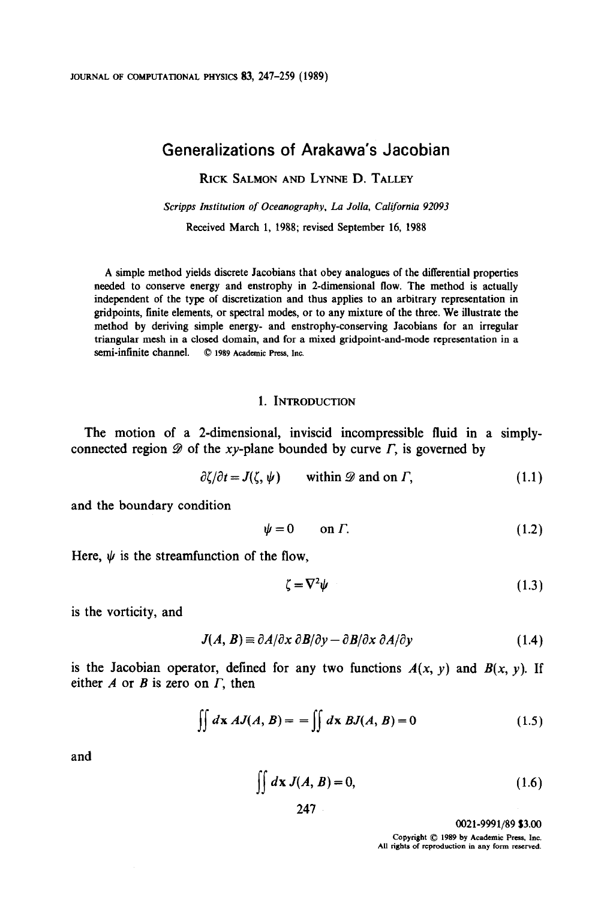# Generalizations of Arakawa's Jacobian

RICK SALMON AND LYNNE D. TALLEY

*Scripps Institution of Oceanography, La Jolla, California 92093*

Received March 1, 1988; revised September 16, 1988

A simple method yields discrete Jacobians that obey analogues of the differential properties needed to conserve energy and enstrophy in 2-dimensional flow. The method is actually independent of the type of discretization and thus applies to an arbitrary representation in gridpoints, finite elements, or spectral modes, or to any mixture of the three. We illustrate the method by deriving simple energy- and enstrophy-conserving Jacobians for an irregular triangular mesh in a closed domain, and for a mixed gridpoint-and-mode representation in a semi-infinite channel. © 1989 Academic Press, Inc.

## 1. INTRODUCTION

The motion of a 2-dimensional, inviscid incompressible fluid in a simply-connected region $\mathscr{D}$ of the $xy$-plane bounded by curve $\Gamma$, is governed by

$$\partial\zeta/\partial t = J(\zeta, \psi) \qquad \text{within } \mathscr{D} \text{ and on } \Gamma, \tag{1.1}$$

and the boundary condition

$$\psi = 0 \qquad \text{on } \Gamma. \tag{1.2}$$

Here, $\psi$ is the streamfunction of the flow,

$$\zeta = \nabla^2\psi \tag{1.3}$$

is the vorticity, and

$$J(A, B) \equiv \partial A/\partial x \; \partial B/\partial y - \partial B/\partial x \; \partial A/\partial y \tag{1.4}$$

is the Jacobian operator, defined for any two functions $A(x, y)$ and $B(x, y)$. If either $A$ or $B$ is zero on $\Gamma$, then

$$\iint d\mathbf{x} \; AJ(A, B) = = \iint d\mathbf{x} \; BJ(A, B) = 0 \tag{1.5}$$

and

$$\iint d\mathbf{x} \; J(A, B) = 0, \tag{1.6}$$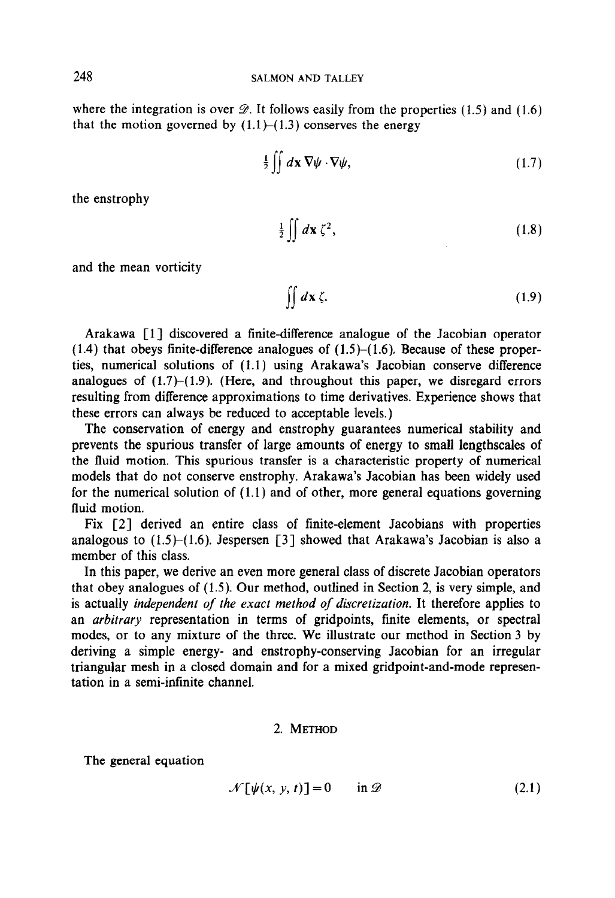where the integration is over $\mathscr{D}$. It follows easily from the properties (1.5) and (1.6) that the motion governed by (1.1)–(1.3) conserves the energy

$$\tfrac{1}{2}\iint d\mathbf{x}\, \nabla\psi \cdot \nabla\psi, \tag{1.7}$$

the enstrophy

$$\tfrac{1}{2}\iint d\mathbf{x}\, \zeta^2, \tag{1.8}$$

and the mean vorticity

$$\iint d\mathbf{x}\, \zeta. \tag{1.9}$$

Arakawa [1] discovered a finite-difference analogue of the Jacobian operator (1.4) that obeys finite-difference analogues of (1.5)–(1.6). Because of these properties, numerical solutions of (1.1) using Arakawa's Jacobian conserve difference analogues of (1.7)–(1.9). (Here, and throughout this paper, we disregard errors resulting from difference approximations to time derivatives. Experience shows that these errors can always be reduced to acceptable levels.)

The conservation of energy and enstrophy guarantees numerical stability and prevents the spurious transfer of large amounts of energy to small lengthscales of the fluid motion. This spurious transfer is a characteristic property of numerical models that do not conserve enstrophy. Arakawa's Jacobian has been widely used for the numerical solution of (1.1) and of other, more general equations governing fluid motion.

Fix [2] derived an entire class of finite-element Jacobians with properties analogous to (1.5)–(1.6). Jespersen [3] showed that Arakawa's Jacobian is also a member of this class.

In this paper, we derive an even more general class of discrete Jacobian operators that obey analogues of (1.5). Our method, outlined in Section 2, is very simple, and is actually *independent of the exact method of discretization*. It therefore applies to an *arbitrary* representation in terms of gridpoints, finite elements, or spectral modes, or to any mixture of the three. We illustrate our method in Section 3 by deriving a simple energy- and enstrophy-conserving Jacobian for an irregular triangular mesh in a closed domain and for a mixed gridpoint-and-mode representation in a semi-infinite channel.

## 2. Method

The general equation

$$\mathscr{N}[\psi(x, y, t)] = 0 \qquad \text{in } \mathscr{D} \tag{2.1}$$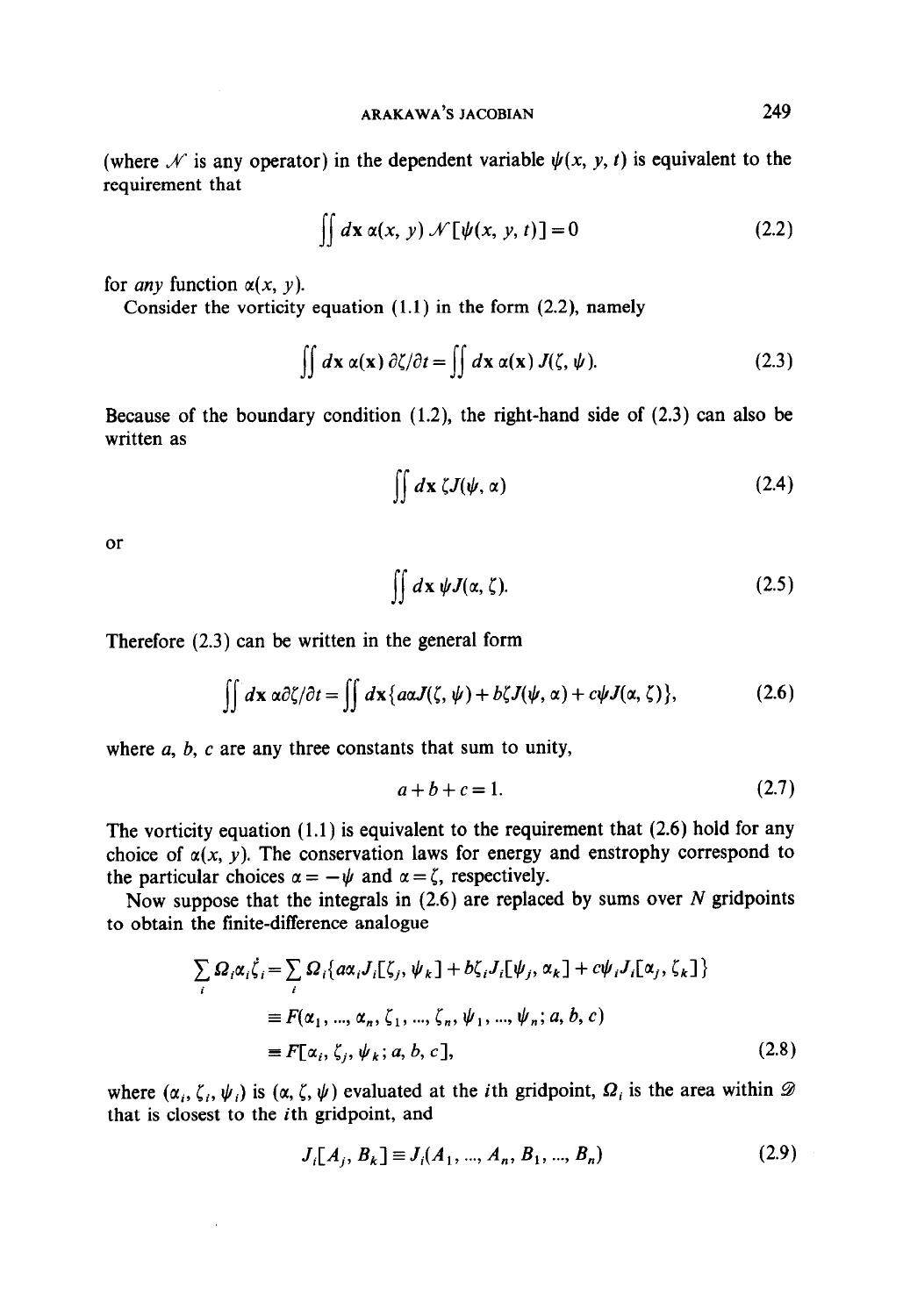(where $\mathcal{N}$ is any operator) in the dependent variable $\psi(x, y, t)$ is equivalent to the requirement that

$$\iint d\mathbf{x}\, \alpha(x, y)\, \mathcal{N}[\psi(x, y, t)] = 0 \tag{2.2}$$

for *any* function $\alpha(x, y)$.

Consider the vorticity equation (1.1) in the form (2.2), namely

$$\iint d\mathbf{x}\, \alpha(\mathbf{x})\, \partial\zeta/\partial t = \iint d\mathbf{x}\, \alpha(\mathbf{x})\, J(\zeta, \psi). \tag{2.3}$$

Because of the boundary condition (1.2), the right-hand side of (2.3) can also be written as

$$\iint d\mathbf{x}\, \zeta J(\psi, \alpha) \tag{2.4}$$

or

$$\iint d\mathbf{x}\, \psi J(\alpha, \zeta). \tag{2.5}$$

Therefore (2.3) can be written in the general form

$$\iint d\mathbf{x}\, \alpha \partial\zeta/\partial t = \iint d\mathbf{x} \{a\alpha J(\zeta, \psi) + b\zeta J(\psi, \alpha) + c\psi J(\alpha, \zeta)\}, \tag{2.6}$$

where $a$, $b$, $c$ are any three constants that sum to unity,

$$a + b + c = 1. \tag{2.7}$$

The vorticity equation (1.1) is equivalent to the requirement that (2.6) hold for any choice of $\alpha(x, y)$. The conservation laws for energy and enstrophy correspond to the particular choices $\alpha = -\psi$ and $\alpha = \zeta$, respectively.

Now suppose that the integrals in (2.6) are replaced by sums over $N$ gridpoints to obtain the finite-difference analogue

$$\begin{aligned}
\sum_i \Omega_i \alpha_i \dot{\zeta}_i &= \sum_i \Omega_i \{a\alpha_i J_i[\zeta_j, \psi_k] + b\zeta_i J_i[\psi_j, \alpha_k] + c\psi_i J_i[\alpha_j, \zeta_k]\} \\
&\equiv F(\alpha_1, ..., \alpha_n, \zeta_1, ..., \zeta_n, \psi_1, ..., \psi_n; a, b, c) \\
&\equiv F[\alpha_i, \zeta_j, \psi_k; a, b, c],
\end{aligned} \tag{2.8}$$

where $(\alpha_i, \zeta_i, \psi_i)$ is $(\alpha, \zeta, \psi)$ evaluated at the $i$th gridpoint, $\Omega_i$ is the area within $\mathcal{D}$ that is closest to the $i$th gridpoint, and

$$J_i[A_j, B_k] \equiv J_i(A_1, ..., A_n, B_1, ..., B_n) \tag{2.9}$$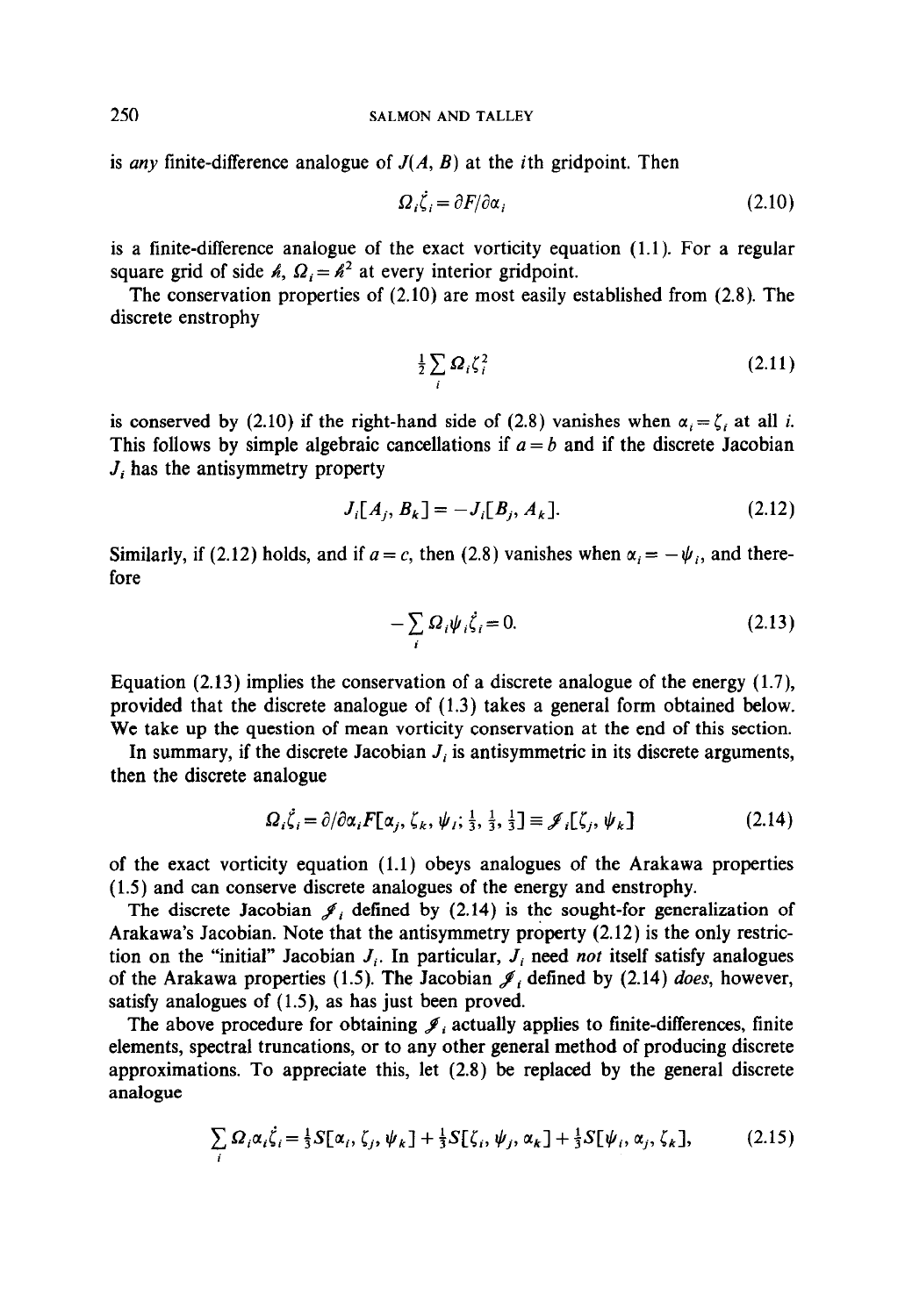is *any* finite-difference analogue of $J(A, B)$ at the $i$th gridpoint. Then

$$\Omega_i \dot{\zeta}_i = \partial F / \partial \alpha_i \tag{2.10}$$

is a finite-difference analogue of the exact vorticity equation (1.1). For a regular square grid of side $h$, $\Omega_i = h^2$ at every interior gridpoint.

The conservation properties of (2.10) are most easily established from (2.8). The discrete enstrophy

$$\tfrac{1}{2} \sum_i \Omega_i \zeta_i^2 \tag{2.11}$$

is conserved by (2.10) if the right-hand side of (2.8) vanishes when $\alpha_i = \zeta_i$ at all $i$. This follows by simple algebraic cancellations if $a = b$ and if the discrete Jacobian $J_i$ has the antisymmetry property

$$J_i[A_j, B_k] = -J_i[B_j, A_k]. \tag{2.12}$$

Similarly, if (2.12) holds, and if $a = c$, then (2.8) vanishes when $\alpha_i = -\psi_i$, and therefore

$$-\sum_i \Omega_i \psi_i \dot{\zeta}_i = 0. \tag{2.13}$$

Equation (2.13) implies the conservation of a discrete analogue of the energy (1.7), provided that the discrete analogue of (1.3) takes a general form obtained below. We take up the question of mean vorticity conservation at the end of this section.

In summary, if the discrete Jacobian $J_i$ is antisymmetric in its discrete arguments, then the discrete analogue

$$\Omega_i \dot{\zeta}_i = \partial / \partial \alpha_i F[\alpha_j, \zeta_k, \psi_l; \tfrac{1}{3}, \tfrac{1}{3}, \tfrac{1}{3}] \equiv \mathscr{J}_i[\zeta_j, \psi_k] \tag{2.14}$$

of the exact vorticity equation (1.1) obeys analogues of the Arakawa properties (1.5) and can conserve discrete analogues of the energy and enstrophy.

The discrete Jacobian $\mathscr{J}_i$ defined by (2.14) is the sought-for generalization of Arakawa's Jacobian. Note that the antisymmetry property (2.12) is the only restriction on the "initial" Jacobian $J_i$. In particular, $J_i$ need *not* itself satisfy analogues of the Arakawa properties (1.5). The Jacobian $\mathscr{J}_i$ defined by (2.14) *does*, however, satisfy analogues of (1.5), as has just been proved.

The above procedure for obtaining $\mathscr{J}_i$ actually applies to finite-differences, finite elements, spectral truncations, or to any other general method of producing discrete approximations. To appreciate this, let (2.8) be replaced by the general discrete analogue

$$\sum_i \Omega_i \alpha_i \dot{\zeta}_i = \tfrac{1}{3} S[\alpha_i, \zeta_j, \psi_k] + \tfrac{1}{3} S[\zeta_i, \psi_j, \alpha_k] + \tfrac{1}{3} S[\psi_i, \alpha_j, \zeta_k], \tag{2.15}$$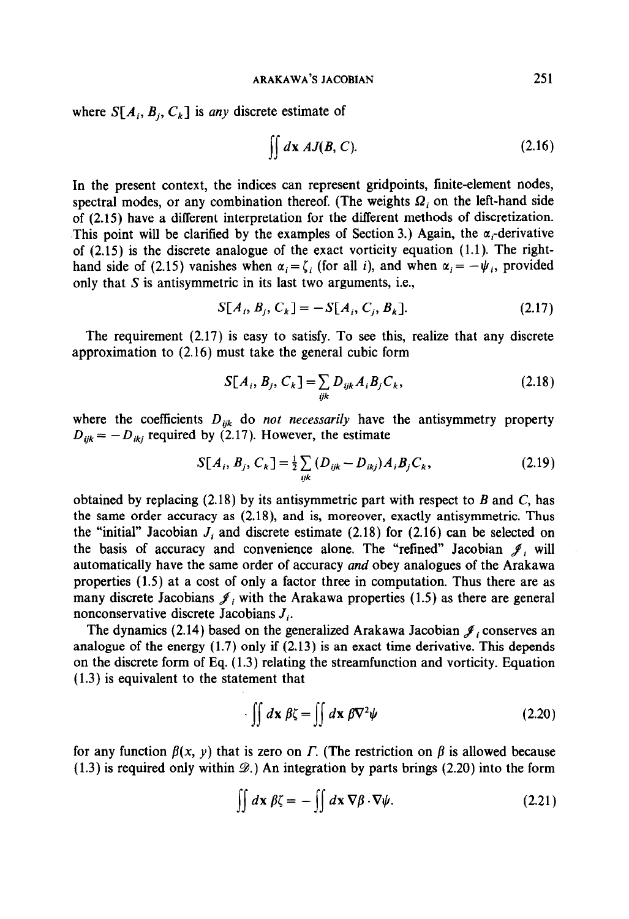where $S[A_i, B_j, C_k]$ is *any* discrete estimate of

$$\iint d\mathbf{x}\, AJ(B, C). \tag{2.16}$$

In the present context, the indices can represent gridpoints, finite-element nodes, spectral modes, or any combination thereof. (The weights $\Omega_i$ on the left-hand side of (2.15) have a different interpretation for the different methods of discretization. This point will be clarified by the examples of Section 3.) Again, the $\alpha_i$-derivative of (2.15) is the discrete analogue of the exact vorticity equation (1.1). The right-hand side of (2.15) vanishes when $\alpha_i = \zeta_i$ (for all $i$), and when $\alpha_i = -\psi_i$, provided only that $S$ is antisymmetric in its last two arguments, i.e.,

$$S[A_i, B_j, C_k] = -S[A_i, C_j, B_k]. \tag{2.17}$$

The requirement (2.17) is easy to satisfy. To see this, realize that any discrete approximation to (2.16) must take the general cubic form

$$S[A_i, B_j, C_k] = \sum_{ijk} D_{ijk} A_i B_j C_k, \tag{2.18}$$

where the coefficients $D_{ijk}$ do *not necessarily* have the antisymmetry property $D_{ijk} = -D_{ikj}$ required by (2.17). However, the estimate

$$S[A_i, B_j, C_k] = \tfrac{1}{2} \sum_{ijk} (D_{ijk} - D_{ikj}) A_i B_j C_k, \tag{2.19}$$

obtained by replacing (2.18) by its antisymmetric part with respect to $B$ and $C$, has the same order accuracy as (2.18), and is, moreover, exactly antisymmetric. Thus the "initial" Jacobian $J_i$ and discrete estimate (2.18) for (2.16) can be selected on the basis of accuracy and convenience alone. The "refined" Jacobian $\mathcal{J}_i$ will automatically have the same order of accuracy *and* obey analogues of the Arakawa properties (1.5) at a cost of only a factor three in computation. Thus there are as many discrete Jacobians $\mathcal{J}_i$ with the Arakawa properties (1.5) as there are general nonconservative discrete Jacobians $J_i$.

The dynamics (2.14) based on the generalized Arakawa Jacobian $\mathcal{J}_i$ conserves an analogue of the energy (1.7) only if (2.13) is an exact time derivative. This depends on the discrete form of Eq. (1.3) relating the streamfunction and vorticity. Equation (1.3) is equivalent to the statement that

$$\iint d\mathbf{x}\, \beta\zeta = \iint d\mathbf{x}\, \beta\nabla^2\psi \tag{2.20}$$

for any function $\beta(x, y)$ that is zero on $\Gamma$. (The restriction on $\beta$ is allowed because (1.3) is required only within $\mathcal{D}$.) An integration by parts brings (2.20) into the form

$$\iint d\mathbf{x}\, \beta\zeta = -\iint d\mathbf{x}\, \nabla\beta \cdot \nabla\psi. \tag{2.21}$$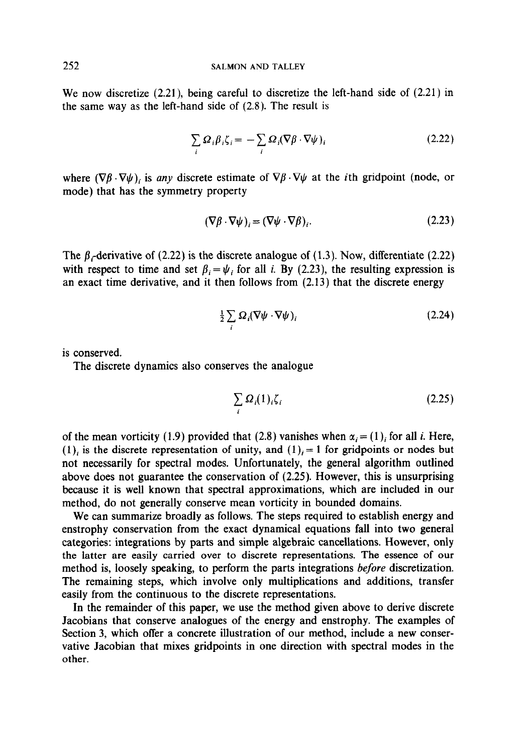We now discretize (2.21), being careful to discretize the left-hand side of (2.21) in the same way as the left-hand side of (2.8). The result is

$$\sum_i \Omega_i \beta_i \zeta_i = -\sum_i \Omega_i (\nabla\beta \cdot \nabla\psi)_i \tag{2.22}$$

where $(\nabla\beta \cdot \nabla\psi)_i$ is *any* discrete estimate of $\nabla\beta \cdot \nabla\psi$ at the $i$th gridpoint (node, or mode) that has the symmetry property

$$(\nabla\beta \cdot \nabla\psi)_i = (\nabla\psi \cdot \nabla\beta)_i. \tag{2.23}$$

The $\beta_i$-derivative of (2.22) is the discrete analogue of (1.3). Now, differentiate (2.22) with respect to time and set $\beta_i = \psi_i$ for all $i$. By (2.23), the resulting expression is an exact time derivative, and it then follows from (2.13) that the discrete energy

$$\tfrac{1}{2} \sum_i \Omega_i (\nabla\psi \cdot \nabla\psi)_i \tag{2.24}$$

is conserved.

The discrete dynamics also conserves the analogue

$$\sum_i \Omega_i (1)_i \zeta_i \tag{2.25}$$

of the mean vorticity (1.9) provided that (2.8) vanishes when $\alpha_i = (1)_i$ for all $i$. Here, $(1)_i$ is the discrete representation of unity, and $(1)_i = 1$ for gridpoints or nodes but not necessarily for spectral modes. Unfortunately, the general algorithm outlined above does not guarantee the conservation of (2.25). However, this is unsurprising because it is well known that spectral approximations, which are included in our method, do not generally conserve mean vorticity in bounded domains.

We can summarize broadly as follows. The steps required to establish energy and enstrophy conservation from the exact dynamical equations fall into two general categories: integrations by parts and simple algebraic cancellations. However, only the latter are easily carried over to discrete representations. The essence of our method is, loosely speaking, to perform the parts integrations *before* discretization. The remaining steps, which involve only multiplications and additions, transfer easily from the continuous to the discrete representations.

In the remainder of this paper, we use the method given above to derive discrete Jacobians that conserve analogues of the energy and enstrophy. The examples of Section 3, which offer a concrete illustration of our method, include a new conservative Jacobian that mixes gridpoints in one direction with spectral modes in the other.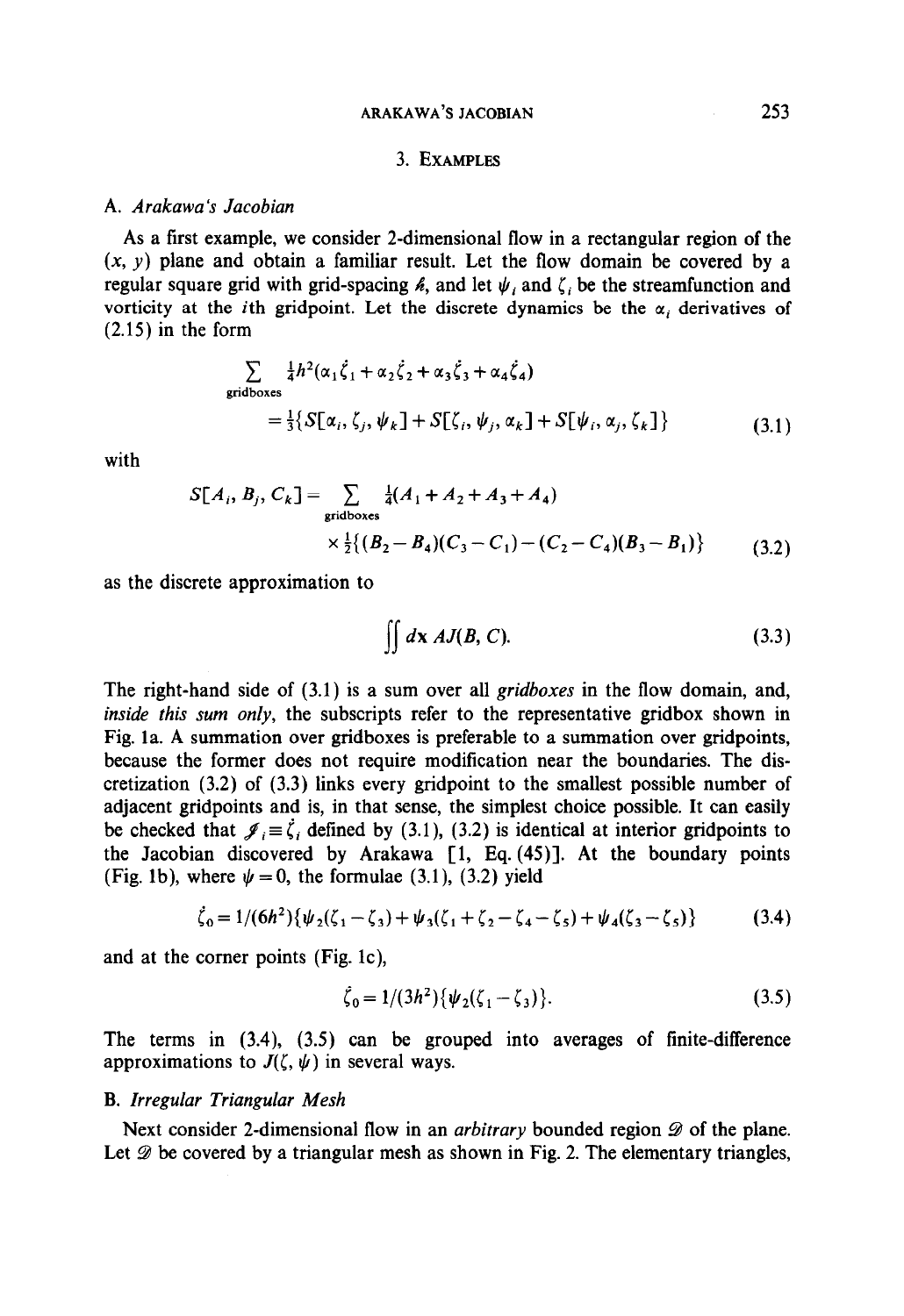## 3. Examples

### A. *Arakawa's Jacobian*

As a first example, we consider 2-dimensional flow in a rectangular region of the $(x, y)$ plane and obtain a familiar result. Let the flow domain be covered by a regular square grid with grid-spacing $h$, and let $\psi_i$ and $\zeta_i$ be the streamfunction and vorticity at the $i$th gridpoint. Let the discrete dynamics be the $\alpha_i$ derivatives of (2.15) in the form

$$\sum_{\text{gridboxes}} \tfrac{1}{4}h^2(\alpha_1\dot{\zeta}_1 + \alpha_2\dot{\zeta}_2 + \alpha_3\dot{\zeta}_3 + \alpha_4\dot{\zeta}_4) = \tfrac{1}{3}\{S[\alpha_i, \zeta_j, \psi_k] + S[\zeta_i, \psi_j, \alpha_k] + S[\psi_i, \alpha_j, \zeta_k]\} \tag{3.1}$$

with

$$S[A_i, B_j, C_k] = \sum_{\text{gridboxes}} \tfrac{1}{4}(A_1 + A_2 + A_3 + A_4) \times \tfrac{1}{2}\{(B_2 - B_4)(C_3 - C_1) - (C_2 - C_4)(B_3 - B_1)\} \tag{3.2}$$

as the discrete approximation to

$$\iint d\mathbf{x}\, AJ(B, C). \tag{3.3}$$

The right-hand side of (3.1) is a sum over all *gridboxes* in the flow domain, and, *inside this sum only*, the subscripts refer to the representative gridbox shown in Fig. 1a. A summation over gridboxes is preferable to a summation over gridpoints, because the former does not require modification near the boundaries. The discretization (3.2) of (3.3) links every gridpoint to the smallest possible number of adjacent gridpoints and is, in that sense, the simplest choice possible. It can easily be checked that $\mathscr{J}_i \equiv \dot{\zeta}_i$ defined by (3.1), (3.2) is identical at interior gridpoints to the Jacobian discovered by Arakawa [1, Eq. (45)]. At the boundary points (Fig. 1b), where $\psi = 0$, the formulae (3.1), (3.2) yield

$$\dot{\zeta}_0 = 1/(6h^2)\{\psi_2(\zeta_1 - \zeta_3) + \psi_3(\zeta_1 + \zeta_2 - \zeta_4 - \zeta_5) + \psi_4(\zeta_3 - \zeta_5)\} \tag{3.4}$$

and at the corner points (Fig. 1c),

$$\dot{\zeta}_0 = 1/(3h^2)\{\psi_2(\zeta_1 - \zeta_3)\}. \tag{3.5}$$

The terms in (3.4), (3.5) can be grouped into averages of finite-difference approximations to $J(\zeta, \psi)$ in several ways.

### B. *Irregular Triangular Mesh*

Next consider 2-dimensional flow in an *arbitrary* bounded region $\mathscr{D}$ of the plane. Let $\mathscr{D}$ be covered by a triangular mesh as shown in Fig. 2. The elementary triangles,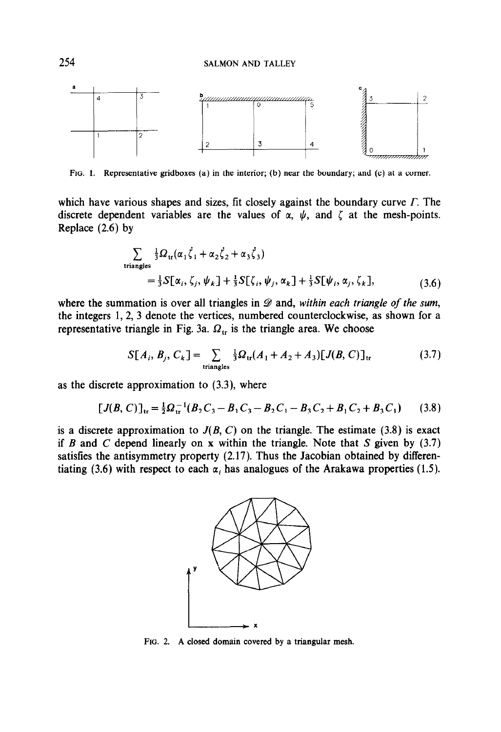FIG. 1. Representative gridboxes (a) in the interior; (b) near the boundary; and (c) at a corner.

which have various shapes and sizes, fit closely against the boundary curve $\Gamma$. The discrete dependent variables are the values of $\alpha$, $\psi$, and $\zeta$ at the mesh-points. Replace (2.6) by

$$\sum_{\text{triangles}} \tfrac{1}{3}\Omega_{\text{tr}}(\alpha_1 \dot{\zeta}_1 + \alpha_2 \dot{\zeta}_2 + \alpha_3 \dot{\zeta}_3)$$
$$= \tfrac{1}{3}S[\alpha_i, \zeta_j, \psi_k] + \tfrac{1}{3}S[\zeta_i, \psi_j, \alpha_k] + \tfrac{1}{3}S[\psi_i, \alpha_j, \zeta_k], \tag{3.6}$$

where the summation is over all triangles in $\mathscr{D}$ and, *within each triangle of the sum*, the integers 1, 2, 3 denote the vertices, numbered counterclockwise, as shown for a representative triangle in Fig. 3a. $\Omega_{\text{tr}}$ is the triangle area. We choose

$$S[A_i, B_j, C_k] = \sum_{\text{triangles}} \tfrac{1}{3}\Omega_{\text{tr}}(A_1 + A_2 + A_3)[J(B, C)]_{\text{tr}} \tag{3.7}$$

as the discrete approximation to (3.3), where

$$[J(B, C)]_{\text{tr}} = \tfrac{1}{2}\Omega_{\text{tr}}^{-1}(B_2 C_3 - B_1 C_3 - B_2 C_1 - B_3 C_2 + B_1 C_2 + B_3 C_1) \tag{3.8}$$

is a discrete approximation to $J(B, C)$ on the triangle. The estimate (3.8) is exact if $B$ and $C$ depend linearly on $\mathbf{x}$ within the triangle. Note that $S$ given by (3.7) satisfies the antisymmetry property (2.17). Thus the Jacobian obtained by differentiating (3.6) with respect to each $\alpha_i$ has analogues of the Arakawa properties (1.5).

FIG. 2. A closed domain covered by a triangular mesh.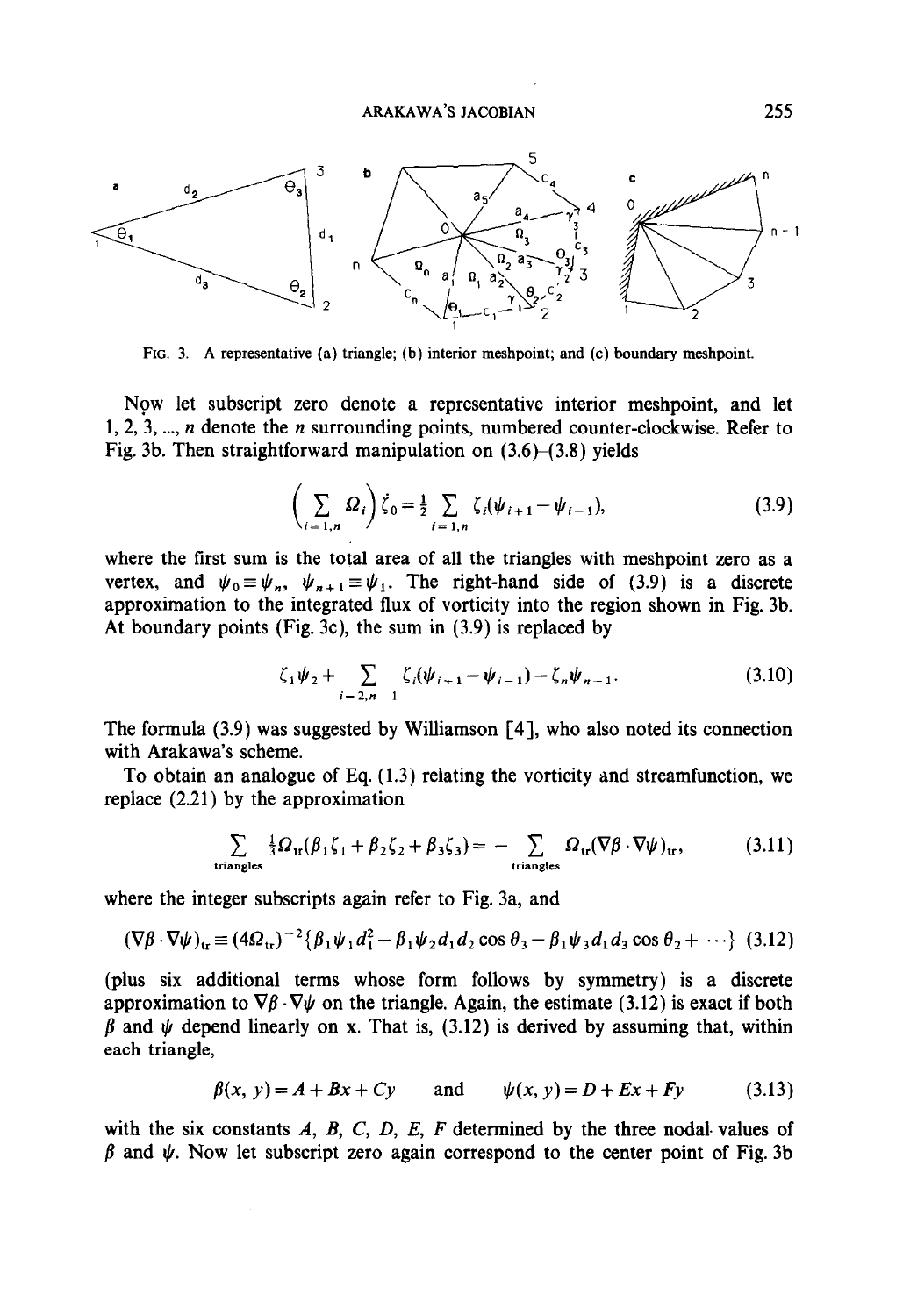FIG. 3. A representative (a) triangle; (b) interior meshpoint; and (c) boundary meshpoint.

Now let subscript zero denote a representative interior meshpoint, and let $1, 2, 3, ..., n$ denote the $n$ surrounding points, numbered counter-clockwise. Refer to Fig. 3b. Then straightforward manipulation on (3.6)–(3.8) yields

$$\left(\sum_{i=1,n} \Omega_i\right) \zeta_0 = \frac{1}{2} \sum_{i=1,n} \zeta_i(\psi_{i+1} - \psi_{i-1}), \tag{3.9}$$

where the first sum is the total area of all the triangles with meshpoint zero as a vertex, and $\psi_0 \equiv \psi_n$, $\psi_{n+1} \equiv \psi_1$. The right-hand side of (3.9) is a discrete approximation to the integrated flux of vorticity into the region shown in Fig. 3b. At boundary points (Fig. 3c), the sum in (3.9) is replaced by

$$\zeta_1 \psi_2 + \sum_{i=2,n-1} \zeta_i(\psi_{i+1} - \psi_{i-1}) - \zeta_n \psi_{n-1}. \tag{3.10}$$

The formula (3.9) was suggested by Williamson [4], who also noted its connection with Arakawa's scheme.

To obtain an analogue of Eq. (1.3) relating the vorticity and streamfunction, we replace (2.21) by the approximation

$$\sum_{\text{triangles}} \tfrac{1}{3}\Omega_{\text{tr}}(\beta_1\zeta_1 + \beta_2\zeta_2 + \beta_3\zeta_3) = -\sum_{\text{triangles}} \Omega_{\text{tr}}(\nabla\beta \cdot \nabla\psi)_{\text{tr}}, \tag{3.11}$$

where the integer subscripts again refer to Fig. 3a, and

$$(\nabla\beta \cdot \nabla\psi)_{\text{tr}} \equiv (4\Omega_{\text{tr}})^{-2}\{\beta_1\psi_1 d_1^2 - \beta_1\psi_2 d_1 d_2 \cos\theta_3 - \beta_1\psi_3 d_1 d_3 \cos\theta_2 + \cdots\} \tag{3.12}$$

(plus six additional terms whose form follows by symmetry) is a discrete approximation to $\nabla\beta \cdot \nabla\psi$ on the triangle. Again, the estimate (3.12) is exact if both $\beta$ and $\psi$ depend linearly on $\mathbf{x}$. That is, (3.12) is derived by assuming that, within each triangle,

$$\beta(x, y) = A + Bx + Cy \quad \text{and} \quad \psi(x, y) = D + Ex + Fy \tag{3.13}$$

with the six constants $A$, $B$, $C$, $D$, $E$, $F$ determined by the three nodal values of $\beta$ and $\psi$. Now let subscript zero again correspond to the center point of Fig. 3b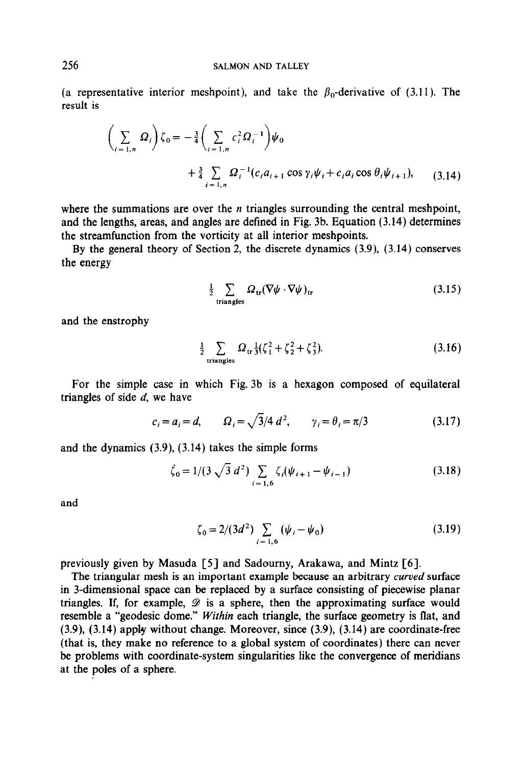(a representative interior meshpoint), and take the $\beta_0$-derivative of (3.11). The result is

$$\left(\sum_{i=1,n} \Omega_i\right)\zeta_0 = -\tfrac{3}{4}\left(\sum_{i=1,n} c_i^2 \Omega_i^{-1}\right)\psi_0 + \tfrac{3}{4}\sum_{i=1,n} \Omega_i^{-1}(c_i a_{i+1}\cos\gamma_i \psi_i + c_i a_i \cos\theta_i \psi_{i+1}), \tag{3.14}$$

where the summations are over the $n$ triangles surrounding the central meshpoint, and the lengths, areas, and angles are defined in Fig. 3b. Equation (3.14) determines the streamfunction from the vorticity at all interior meshpoints.

By the general theory of Section 2, the discrete dynamics (3.9), (3.14) conserves the energy

$$\tfrac{1}{2}\sum_{\text{triangles}} \Omega_{\text{tr}}(\nabla\psi\cdot\nabla\psi)_{\text{tr}} \tag{3.15}$$

and the enstrophy

$$\tfrac{1}{2}\sum_{\text{triangles}} \Omega_{\text{tr}}\tfrac{1}{3}(\zeta_1^2+\zeta_2^2+\zeta_3^2). \tag{3.16}$$

For the simple case in which Fig. 3b is a hexagon composed of equilateral triangles of side $d$, we have

$$c_i = a_i = d, \qquad \Omega_i = \sqrt{3}/4\, d^2, \qquad \gamma_i = \theta_i = \pi/3 \tag{3.17}$$

and the dynamics (3.9), (3.14) takes the simple forms

$$\dot{\zeta}_0 = 1/(3\sqrt{3}\,d^2)\sum_{i=1,6} \zeta_i(\psi_{i+1}-\psi_{i-1}) \tag{3.18}$$

and

$$\zeta_0 = 2/(3d^2)\sum_{i=1,6}(\psi_i - \psi_0) \tag{3.19}$$

previously given by Masuda [5] and Sadourny, Arakawa, and Mintz [6].

The triangular mesh is an important example because an arbitrary *curved* surface in 3-dimensional space can be replaced by a surface consisting of piecewise planar triangles. If, for example, $\mathscr{D}$ is a sphere, then the approximating surface would resemble a "geodesic dome." *Within* each triangle, the surface geometry is flat, and (3.9), (3.14) apply without change. Moreover, since (3.9), (3.14) are coordinate-free (that is, they make no reference to a global system of coordinates) there can never be problems with coordinate-system singularities like the convergence of meridians at the poles of a sphere.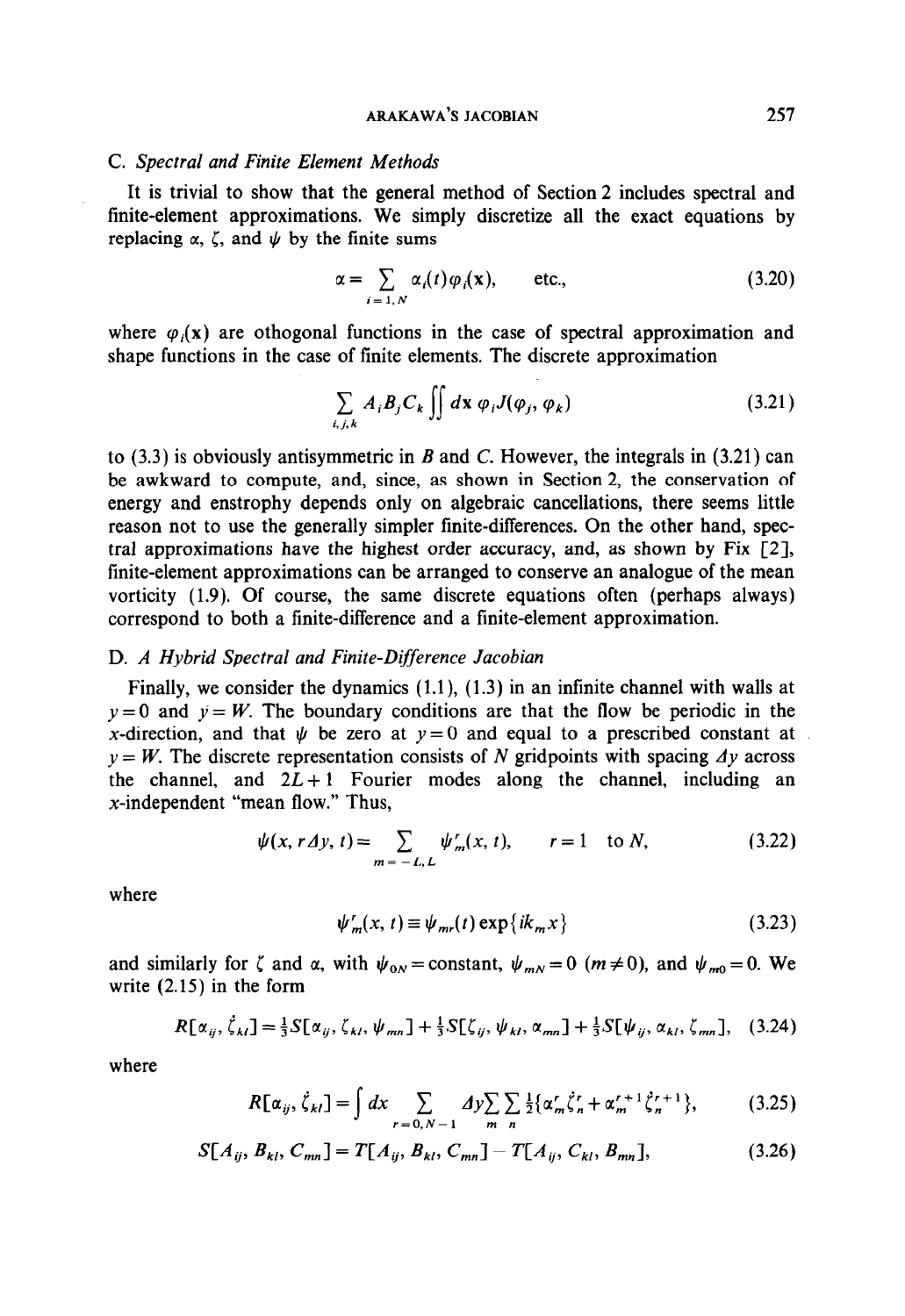### C. *Spectral and Finite Element Methods*

It is trivial to show that the general method of Section 2 includes spectral and finite-element approximations. We simply discretize all the exact equations by replacing $\alpha$, $\zeta$, and $\psi$ by the finite sums

$$\alpha = \sum_{i=1,N} \alpha_i(t)\varphi_i(\mathbf{x}), \qquad \text{etc.,} \tag{3.20}$$

where $\varphi_i(\mathbf{x})$ are othogonal functions in the case of spectral approximation and shape functions in the case of finite elements. The discrete approximation

$$\sum_{i,j,k} A_i B_j C_k \iint d\mathbf{x}\, \varphi_i J(\varphi_j, \varphi_k) \tag{3.21}$$

to (3.3) is obviously antisymmetric in $B$ and $C$. However, the integrals in (3.21) can be awkward to compute, and, since, as shown in Section 2, the conservation of energy and enstrophy depends only on algebraic cancellations, there seems little reason not to use the generally simpler finite-differences. On the other hand, spectral approximations have the highest order accuracy, and, as shown by Fix [2], finite-element approximations can be arranged to conserve an analogue of the mean vorticity (1.9). Of course, the same discrete equations often (perhaps always) correspond to both a finite-difference and a finite-element approximation.

### D. *A Hybrid Spectral and Finite-Difference Jacobian*

Finally, we consider the dynamics (1.1), (1.3) in an infinite channel with walls at $y=0$ and $y=W$. The boundary conditions are that the flow be periodic in the $x$-direction, and that $\psi$ be zero at $y=0$ and equal to a prescribed constant at $y=W$. The discrete representation consists of $N$ gridpoints with spacing $\Delta y$ across the channel, and $2L+1$ Fourier modes along the channel, including an $x$-independent "mean flow." Thus,

$$\psi(x, r\Delta y, t) = \sum_{m=-L,L} \psi_m^r(x,t), \qquad r = 1 \quad \text{to } N, \tag{3.22}$$

where

$$\psi_m^r(x,t) \equiv \psi_{mr}(t)\exp\{ik_m x\} \tag{3.23}$$

and similarly for $\zeta$ and $\alpha$, with $\psi_{0N} = \text{constant}$, $\psi_{mN} = 0$ $(m \neq 0)$, and $\psi_{m0} = 0$. We write (2.15) in the form

$$R[\alpha_{ij}, \dot{\zeta}_{kl}] = \tfrac{1}{3}S[\alpha_{ij}, \zeta_{kl}, \psi_{mn}] + \tfrac{1}{3}S[\zeta_{ij}, \psi_{kl}, \alpha_{mn}] + \tfrac{1}{3}S[\psi_{ij}, \alpha_{kl}, \zeta_{mn}], \tag{3.24}$$

where

$$R[\alpha_{ij}, \dot{\zeta}_{kl}] = \int dx \sum_{r=0,N-1} \Delta y \sum_m \sum_n \tfrac{1}{2}\{\alpha_m^r \dot{\zeta}_n^r + \alpha_m^{r+1}\dot{\zeta}_n^{r+1}\}, \tag{3.25}$$

$$S[A_{ij}, B_{kl}, C_{mn}] = T[A_{ij}, B_{kl}, C_{mn}] - T[A_{ij}, C_{kl}, B_{mn}], \tag{3.26}$$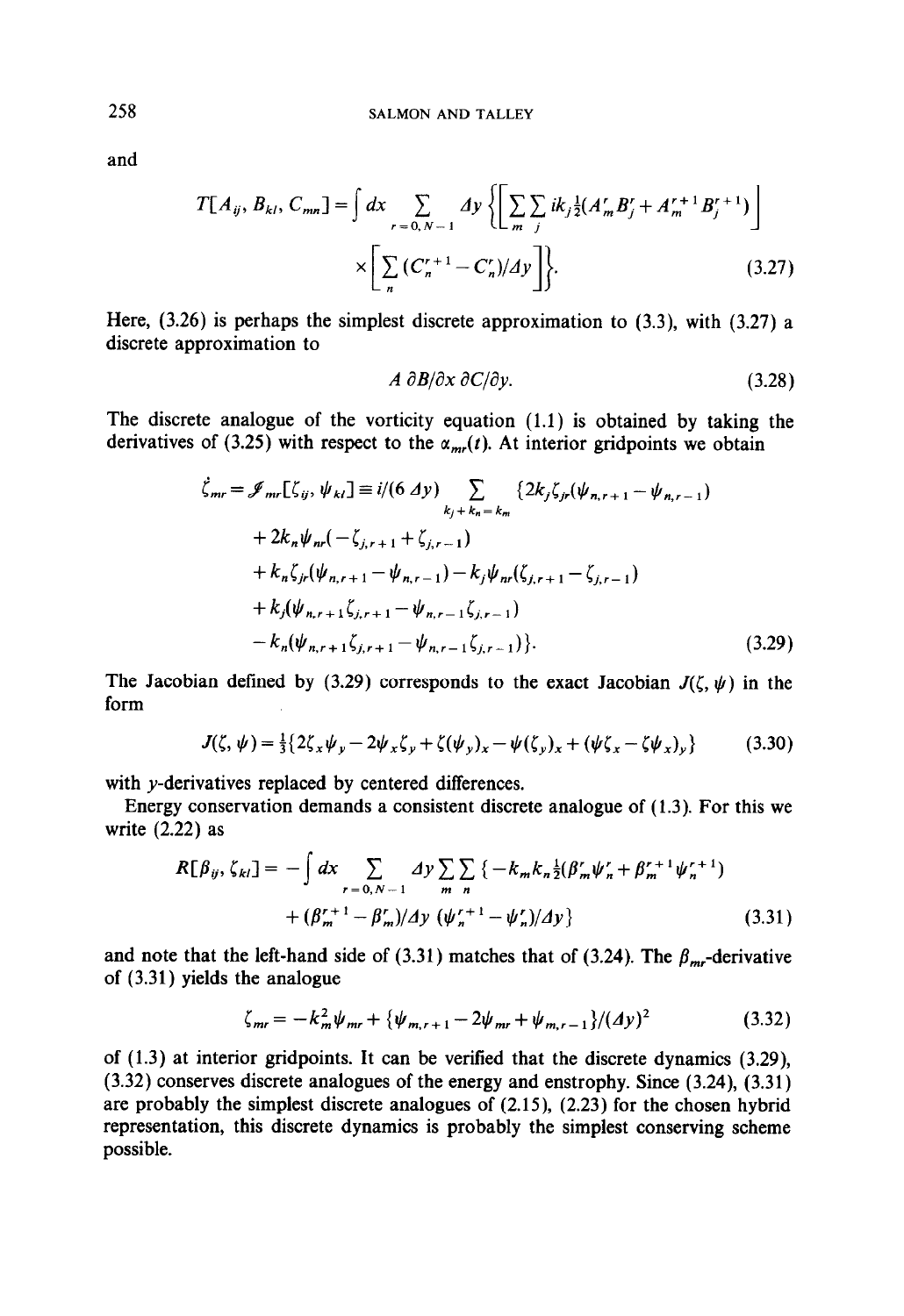and

$$T[A_{ij}, B_{kl}, C_{mn}] = \int dx \sum_{r=0, N-1} \Delta y \left\{ \left[ \sum_m \sum_j ik_j \tfrac{1}{2}(A^r_m B^r_j + A^{r+1}_m B^{r+1}_j) \right] \right.$$

$$\left. \times \left[ \sum_n (C^{r+1}_n - C^r_n)/\Delta y \right] \right\}. \tag{3.27}$$

Here, (3.26) is perhaps the simplest discrete approximation to (3.3), with (3.27) a discrete approximation to

$$A\, \partial B/\partial x\, \partial C/\partial y. \tag{3.28}$$

The discrete analogue of the vorticity equation (1.1) is obtained by taking the derivatives of (3.25) with respect to the $\alpha_{mr}(t)$. At interior gridpoints we obtain

$$\dot{\zeta}_{mr} = \mathscr{J}_{mr}[\zeta_{ij}, \psi_{kl}] \equiv i/(6\,\Delta y) \sum_{k_j + k_n = k_m} \{2k_j \zeta_{jr}(\psi_{n,r+1} - \psi_{n,r-1})$$

$$+ 2k_n \psi_{nr}(-\zeta_{j,r+1} + \zeta_{j,r-1})$$

$$+ k_n \zeta_{jr}(\psi_{n,r+1} - \psi_{n,r-1}) - k_j \psi_{nr}(\zeta_{j,r+1} - \zeta_{j,r-1})$$

$$+ k_j(\psi_{n,r+1}\zeta_{j,r+1} - \psi_{n,r-1}\zeta_{j,r-1})$$

$$- k_n(\psi_{n,r+1}\zeta_{j,r+1} - \psi_{n,r-1}\zeta_{j,r-1})\}. \tag{3.29}$$

The Jacobian defined by (3.29) corresponds to the exact Jacobian $J(\zeta, \psi)$ in the form

$$J(\zeta, \psi) = \tfrac{1}{3}\{2\zeta_x \psi_y - 2\psi_x \zeta_y + \zeta(\psi_y)_x - \psi(\zeta_y)_x + (\psi\zeta_x - \zeta\psi_x)_y\} \tag{3.30}$$

with $y$-derivatives replaced by centered differences.

Energy conservation demands a consistent discrete analogue of (1.3). For this we write (2.22) as

$$R[\beta_{ij}, \zeta_{kl}] = -\int dx \sum_{r=0, N-1} \Delta y \sum_m \sum_n \{-k_m k_n \tfrac{1}{2}(\beta^r_m \psi^r_n + \beta^{r+1}_m \psi^{r+1}_n)$$

$$+ (\beta^{r+1}_m - \beta^r_m)/\Delta y\, (\psi^{r+1}_n - \psi^r_n)/\Delta y\} \tag{3.31}$$

and note that the left-hand side of (3.31) matches that of (3.24). The $\beta_{mr}$-derivative of (3.31) yields the analogue

$$\zeta_{mr} = -k_m^2 \psi_{mr} + \{\psi_{m,r+1} - 2\psi_{mr} + \psi_{m,r-1}\}/(\Delta y)^2 \tag{3.32}$$

of (1.3) at interior gridpoints. It can be verified that the discrete dynamics (3.29), (3.32) conserves discrete analogues of the energy and enstrophy. Since (3.24), (3.31) are probably the simplest discrete analogues of (2.15), (2.23) for the chosen hybrid representation, this discrete dynamics is probably the simplest conserving scheme possible.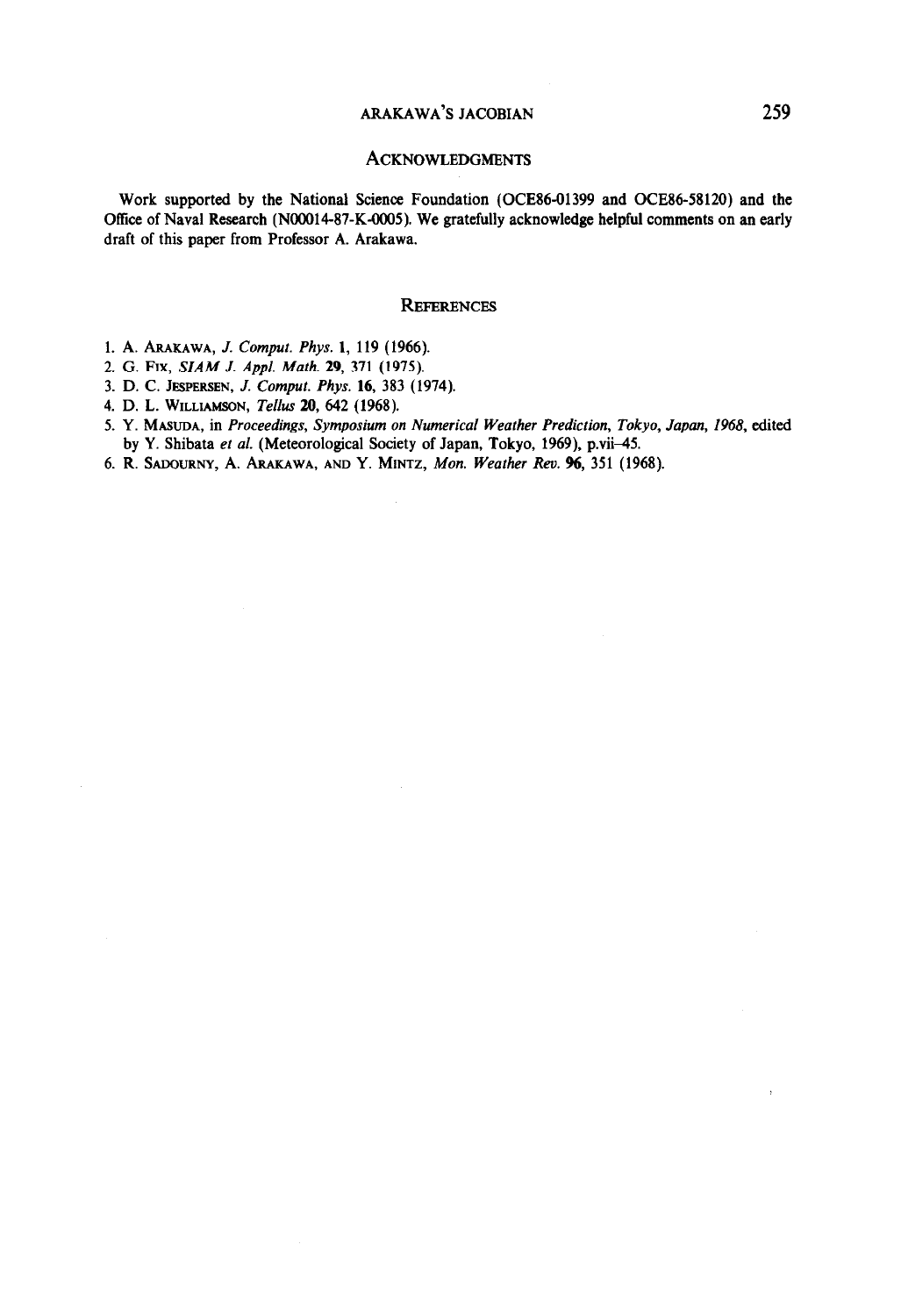## Acknowledgments

Work supported by the National Science Foundation (OCE86-01399 and OCE86-58120) and the Office of Naval Research (N00014-87-K-0005). We gratefully acknowledge helpful comments on an early draft of this paper from Professor A. Arakawa.

## References

1. A. Arakawa, *J. Comput. Phys.* **1**, 119 (1966).
2. G. Fix, *SIAM J. Appl. Math.* **29**, 371 (1975).
3. D. C. Jespersen, *J. Comput. Phys.* **16**, 383 (1974).
4. D. L. Williamson, *Tellus* **20**, 642 (1968).
5. Y. Masuda, in *Proceedings, Symposium on Numerical Weather Prediction, Tokyo, Japan, 1968*, edited by Y. Shibata *et al.* (Meteorological Society of Japan, Tokyo, 1969), p.vii–45.
6. R. Sadourny, A. Arakawa, and Y. Mintz, *Mon. Weather Rev.* **96**, 351 (1968).